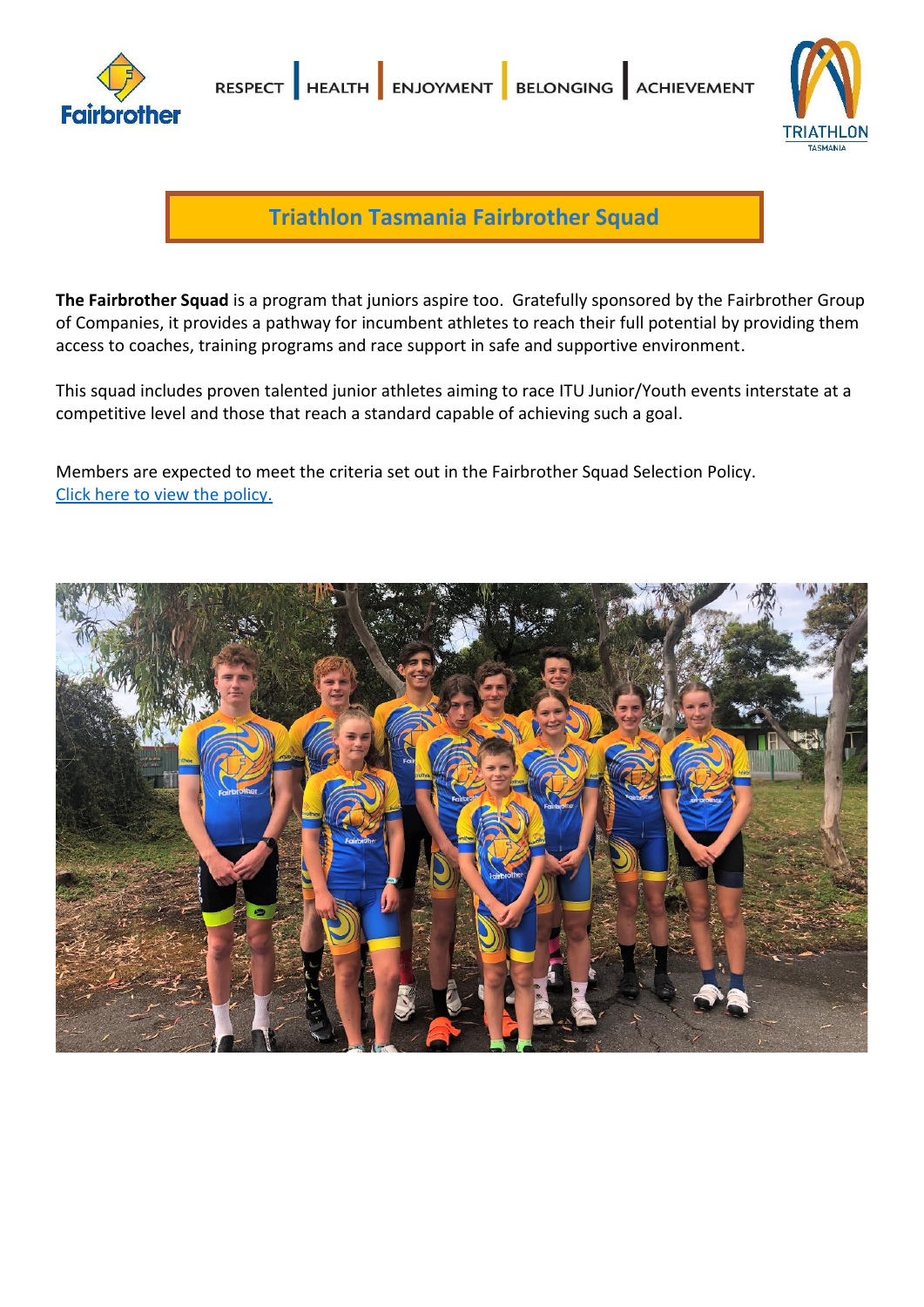RESPECT | HEALTH | ENJOYMENT | BELONGING | ACHIEVEMENT

# Triathlon Tasmania Fairbrother Squad

**The Fairbrother Squad** is a program that juniors aspire too. Gratefully sponsored by the Fairbrother Group of Companies, it provides a pathway for incumbent athletes to reach their full potential by providing them access to coaches, training programs and race support in safe and supportive environment.

This squad includes proven talented junior athletes aiming to race ITU Junior/Youth events interstate at a competitive level and those that reach a standard capable of achieving such a goal.

Members are expected to meet the criteria set out in the Fairbrother Squad Selection Policy.
Click here to view the policy.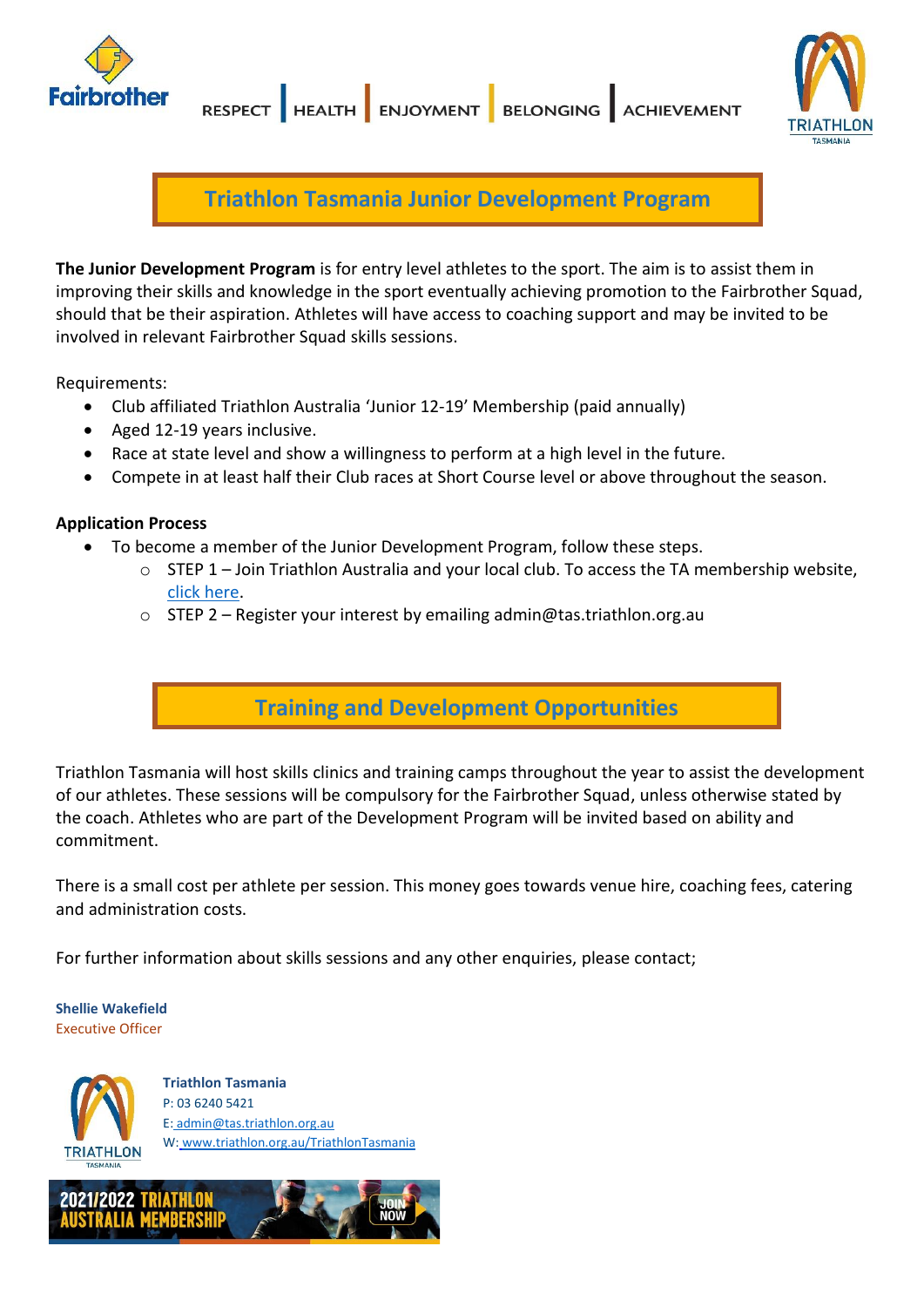RESPECT | HEALTH | ENJOYMENT | BELONGING | ACHIEVEMENT

## Triathlon Tasmania Junior Development Program

**The Junior Development Program** is for entry level athletes to the sport. The aim is to assist them in improving their skills and knowledge in the sport eventually achieving promotion to the Fairbrother Squad, should that be their aspiration. Athletes will have access to coaching support and may be invited to be involved in relevant Fairbrother Squad skills sessions.

Requirements:

- Club affiliated Triathlon Australia 'Junior 12-19' Membership (paid annually)
- Aged 12-19 years inclusive.
- Race at state level and show a willingness to perform at a high level in the future.
- Compete in at least half their Club races at Short Course level or above throughout the season.

**Application Process**

- To become a member of the Junior Development Program, follow these steps.
  - STEP 1 – Join Triathlon Australia and your local club. To access the TA membership website, click here.
  - STEP 2 – Register your interest by emailing admin@tas.triathlon.org.au

## Training and Development Opportunities

Triathlon Tasmania will host skills clinics and training camps throughout the year to assist the development of our athletes. These sessions will be compulsory for the Fairbrother Squad, unless otherwise stated by the coach. Athletes who are part of the Development Program will be invited based on ability and commitment.

There is a small cost per athlete per session. This money goes towards venue hire, coaching fees, catering and administration costs.

For further information about skills sessions and any other enquiries, please contact;

**Shellie Wakefield**
Executive Officer

**Triathlon Tasmania**
P: 03 6240 5421
E: admin@tas.triathlon.org.au
W: www.triathlon.org.au/TriathlonTasmania

2021/2022 TRIATHLON AUSTRALIA MEMBERSHIP
JOIN NOW